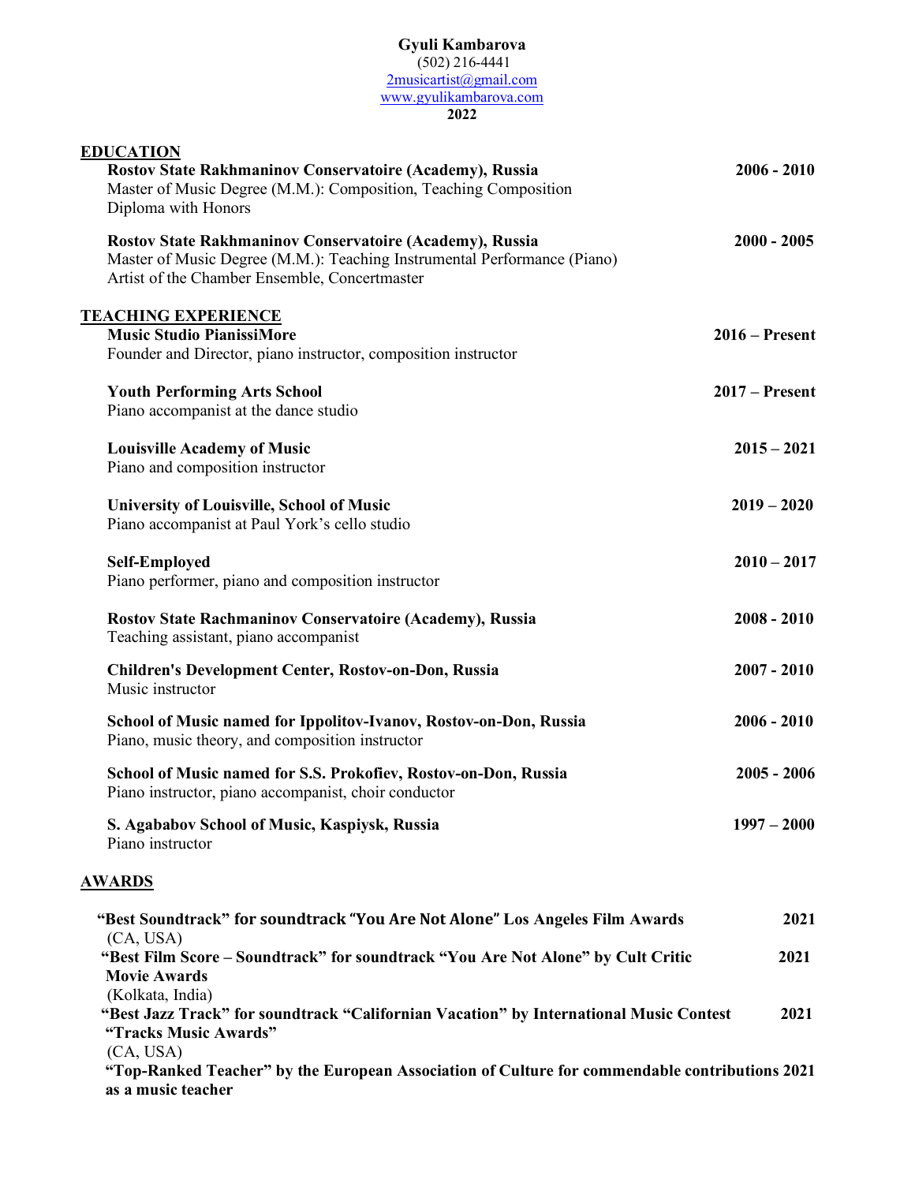# Gyuli Kambarova

(502) 216-4441
2musicartist@gmail.com
www.gyulikambarova.com
**2022**

## EDUCATION

**Rostov State Rakhmaninov Conservatoire (Academy), Russia** — **2006 - 2010**
Master of Music Degree (M.M.): Composition, Teaching Composition
Diploma with Honors

**Rostov State Rakhmaninov Conservatoire (Academy), Russia** — **2000 - 2005**
Master of Music Degree (M.M.): Teaching Instrumental Performance (Piano)
Artist of the Chamber Ensemble, Concertmaster

## TEACHING EXPERIENCE

**Music Studio PianissiMore** — **2016 – Present**
Founder and Director, piano instructor, composition instructor

**Youth Performing Arts School** — **2017 – Present**
Piano accompanist at the dance studio

**Louisville Academy of Music** — **2015 – 2021**
Piano and composition instructor

**University of Louisville, School of Music** — **2019 – 2020**
Piano accompanist at Paul York's cello studio

**Self-Employed** — **2010 – 2017**
Piano performer, piano and composition instructor

**Rostov State Rachmaninov Conservatoire (Academy), Russia** — **2008 - 2010**
Teaching assistant, piano accompanist

**Children's Development Center, Rostov-on-Don, Russia** — **2007 - 2010**
Music instructor

**School of Music named for Ippolitov-Ivanov, Rostov-on-Don, Russia** — **2006 - 2010**
Piano, music theory, and composition instructor

**School of Music named for S.S. Prokofiev, Rostov-on-Don, Russia** — **2005 - 2006**
Piano instructor, piano accompanist, choir conductor

**S. Agababov School of Music, Kaspiysk, Russia** — **1997 – 2000**
Piano instructor

## AWARDS

**"Best Soundtrack" for soundtrack "You Are Not Alone" Los Angeles Film Awards** — **2021**
(CA, USA)

**"Best Film Score – Soundtrack" for soundtrack "You Are Not Alone" by Cult Critic Movie Awards** — **2021**
(Kolkata, India)

**"Best Jazz Track" for soundtrack "Californian Vacation" by International Music Contest "Tracks Music Awards"** — **2021**
(CA, USA)

**"Top-Ranked Teacher" by the European Association of Culture for commendable contributions as a music teacher** — **2021**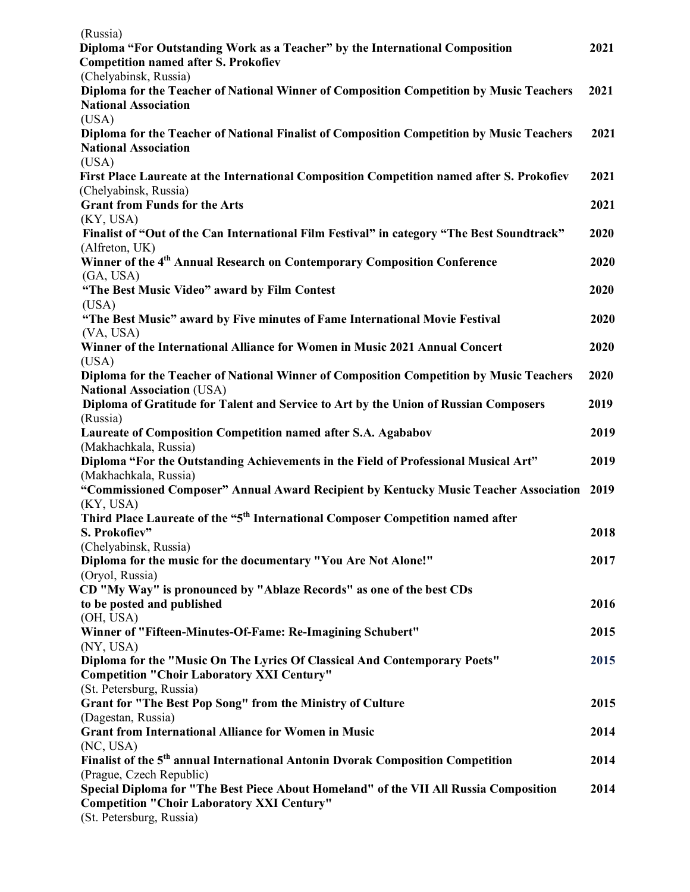(Russia)

**Diploma "For Outstanding Work as a Teacher" by the International Composition Competition named after S. Prokofiev** **2021**
(Chelyabinsk, Russia)

**Diploma for the Teacher of National Winner of Composition Competition by Music Teachers National Association** **2021**
(USA)

**Diploma for the Teacher of National Finalist of Composition Competition by Music Teachers National Association** **2021**
(USA)

**First Place Laureate at the International Composition Competition named after S. Prokofiev** **2021**
(Chelyabinsk, Russia)

**Grant from Funds for the Arts** **2021**
(KY, USA)

**Finalist of "Out of the Can International Film Festival" in category "The Best Soundtrack"** **2020**
(Alfreton, UK)

**Winner of the 4th Annual Research on Contemporary Composition Conference** **2020**
(GA, USA)

**"The Best Music Video" award by Film Contest** **2020**
(USA)

**"The Best Music" award by Five minutes of Fame International Movie Festival** **2020**
(VA, USA)

**Winner of the International Alliance for Women in Music 2021 Annual Concert** **2020**
(USA)

**Diploma for the Teacher of National Winner of Composition Competition by Music Teachers National Association** (USA) **2020**

**Diploma of Gratitude for Talent and Service to Art by the Union of Russian Composers** **2019**
(Russia)

**Laureate of Composition Competition named after S.A. Agababov** **2019**
(Makhachkala, Russia)

**Diploma "For the Outstanding Achievements in the Field of Professional Musical Art"** **2019**
(Makhachkala, Russia)

**"Commissioned Composer" Annual Award Recipient by Kentucky Music Teacher Association** **2019**
(KY, USA)

**Third Place Laureate of the "5th International Composer Competition named after S. Prokofiev"** **2018**
(Chelyabinsk, Russia)

**Diploma for the music for the documentary "You Are Not Alone!"** **2017**
(Oryol, Russia)

**CD "My Way" is pronounced by "Ablaze Records" as one of the best CDs to be posted and published** **2016**
(OH, USA)

**Winner of "Fifteen-Minutes-Of-Fame: Re-Imagining Schubert"** **2015**
(NY, USA)

**Diploma for the "Music On The Lyrics Of Classical And Contemporary Poets" Competition "Choir Laboratory XXI Century"** **2015**
(St. Petersburg, Russia)

**Grant for "The Best Pop Song" from the Ministry of Culture** **2015**
(Dagestan, Russia)

**Grant from International Alliance for Women in Music** **2014**
(NC, USA)

**Finalist of the 5th annual International Antonin Dvorak Composition Competition** **2014**
(Prague, Czech Republic)

**Special Diploma for "The Best Piece About Homeland" of the VII All Russia Composition Competition "Choir Laboratory XXI Century"** **2014**
(St. Petersburg, Russia)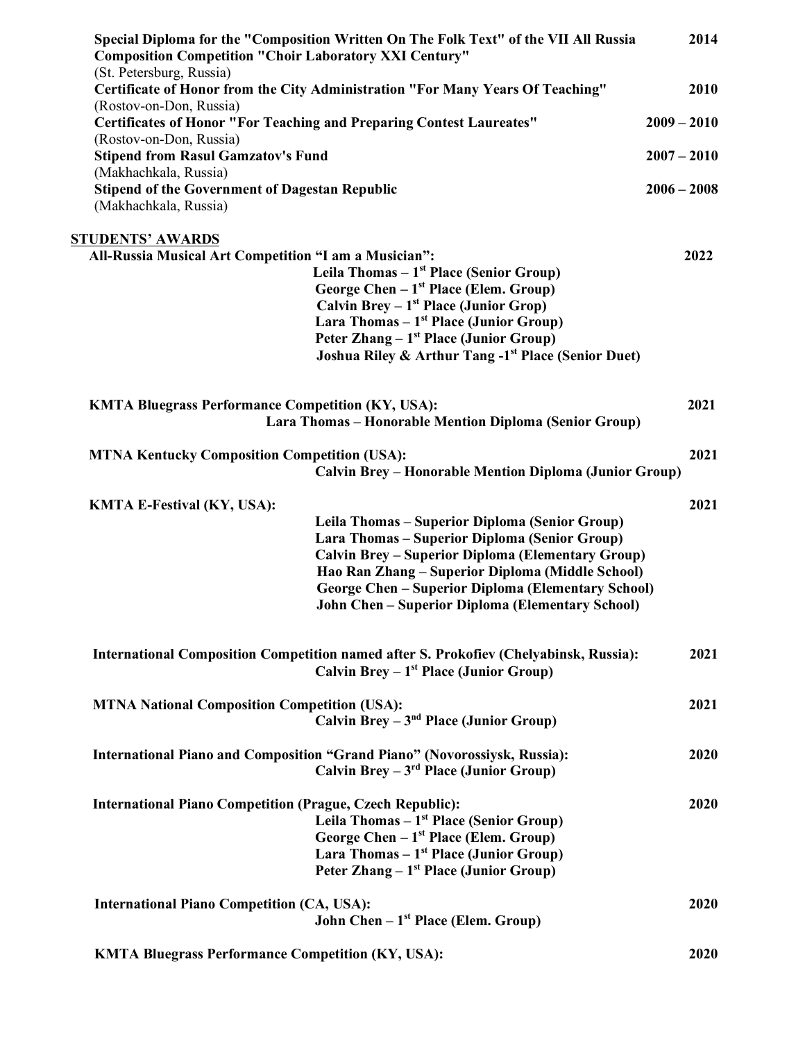**Special Diploma for the "Composition Written On The Folk Text" of the VII All Russia Composition Competition "Choir Laboratory XXI Century"** — **2014**
(St. Petersburg, Russia)

**Certificate of Honor from the City Administration "For Many Years Of Teaching"** — **2010**
(Rostov-on-Don, Russia)

**Certificates of Honor "For Teaching and Preparing Contest Laureates"** — **2009 – 2010**
(Rostov-on-Don, Russia)

**Stipend from Rasul Gamzatov's Fund** — **2007 – 2010**
(Makhachkala, Russia)

**Stipend of the Government of Dagestan Republic** — **2006 – 2008**
(Makhachkala, Russia)

## STUDENTS' AWARDS

**All-Russia Musical Art Competition "I am a Musician":** — **2022**

- **Leila Thomas – 1st Place (Senior Group)**
- **George Chen – 1st Place (Elem. Group)**
- **Calvin Brey – 1st Place (Junior Grop)**
- **Lara Thomas – 1st Place (Junior Group)**
- **Peter Zhang – 1st Place (Junior Group)**
- **Joshua Riley & Arthur Tang -1st Place (Senior Duet)**

**KMTA Bluegrass Performance Competition (KY, USA):** — **2021**

- **Lara Thomas – Honorable Mention Diploma (Senior Group)**

**MTNA Kentucky Composition Competition (USA):** — **2021**

- **Calvin Brey – Honorable Mention Diploma (Junior Group)**

**KMTA E-Festival (KY, USA):** — **2021**

- **Leila Thomas – Superior Diploma (Senior Group)**
- **Lara Thomas – Superior Diploma (Senior Group)**
- **Calvin Brey – Superior Diploma (Elementary Group)**
- **Hao Ran Zhang – Superior Diploma (Middle School)**
- **George Chen – Superior Diploma (Elementary School)**
- **John Chen – Superior Diploma (Elementary School)**

**International Composition Competition named after S. Prokofiev (Chelyabinsk, Russia):** — **2021**

- **Calvin Brey – 1st Place (Junior Group)**

**MTNA National Composition Competition (USA):** — **2021**

- **Calvin Brey – 3rd Place (Junior Group)**

**International Piano and Composition "Grand Piano" (Novorossiysk, Russia):** — **2020**

- **Calvin Brey – 3rd Place (Junior Group)**

**International Piano Competition (Prague, Czech Republic):** — **2020**

- **Leila Thomas – 1st Place (Senior Group)**
- **George Chen – 1st Place (Elem. Group)**
- **Lara Thomas – 1st Place (Junior Group)**
- **Peter Zhang – 1st Place (Junior Group)**

**International Piano Competition (CA, USA):** — **2020**

- **John Chen – 1st Place (Elem. Group)**

**KMTA Bluegrass Performance Competition (KY, USA):** — **2020**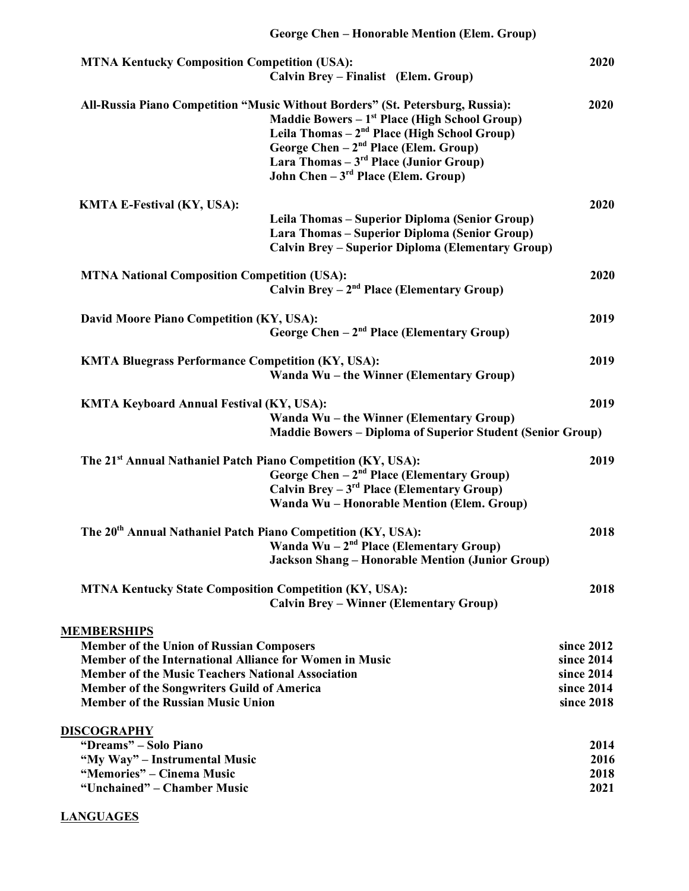**George Chen – Honorable Mention (Elem. Group)**

**MTNA Kentucky Composition Competition (USA):** **2020**
**Calvin Brey – Finalist (Elem. Group)**

**All-Russia Piano Competition "Music Without Borders" (St. Petersburg, Russia):** **2020**
**Maddie Bowers – 1st Place (High School Group)**
**Leila Thomas – 2nd Place (High School Group)**
**George Chen – 2nd Place (Elem. Group)**
**Lara Thomas – 3rd Place (Junior Group)**
**John Chen – 3rd Place (Elem. Group)**

**KMTA E-Festival (KY, USA):** **2020**
**Leila Thomas – Superior Diploma (Senior Group)**
**Lara Thomas – Superior Diploma (Senior Group)**
**Calvin Brey – Superior Diploma (Elementary Group)**

**MTNA National Composition Competition (USA):** **2020**
**Calvin Brey – 2nd Place (Elementary Group)**

**David Moore Piano Competition (KY, USA):** **2019**
**George Chen – 2nd Place (Elementary Group)**

**KMTA Bluegrass Performance Competition (KY, USA):** **2019**
**Wanda Wu – the Winner (Elementary Group)**

**KMTA Keyboard Annual Festival (KY, USA):** **2019**
**Wanda Wu – the Winner (Elementary Group)**
**Maddie Bowers – Diploma of Superior Student (Senior Group)**

**The 21st Annual Nathaniel Patch Piano Competition (KY, USA):** **2019**
**George Chen – 2nd Place (Elementary Group)**
**Calvin Brey – 3rd Place (Elementary Group)**
**Wanda Wu – Honorable Mention (Elem. Group)**

**The 20th Annual Nathaniel Patch Piano Competition (KY, USA):** **2018**
**Wanda Wu – 2nd Place (Elementary Group)**
**Jackson Shang – Honorable Mention (Junior Group)**

**MTNA Kentucky State Composition Competition (KY, USA):** **2018**
**Calvin Brey – Winner (Elementary Group)**

## MEMBERSHIPS

**Member of the Union of Russian Composers** **since 2012**
**Member of the International Alliance for Women in Music** **since 2014**
**Member of the Music Teachers National Association** **since 2014**
**Member of the Songwriters Guild of America** **since 2014**
**Member of the Russian Music Union** **since 2018**

## DISCOGRAPHY

**"Dreams" – Solo Piano** **2014**
**"My Way" – Instrumental Music** **2016**
**"Memories" – Cinema Music** **2018**
**"Unchained" – Chamber Music** **2021**

## LANGUAGES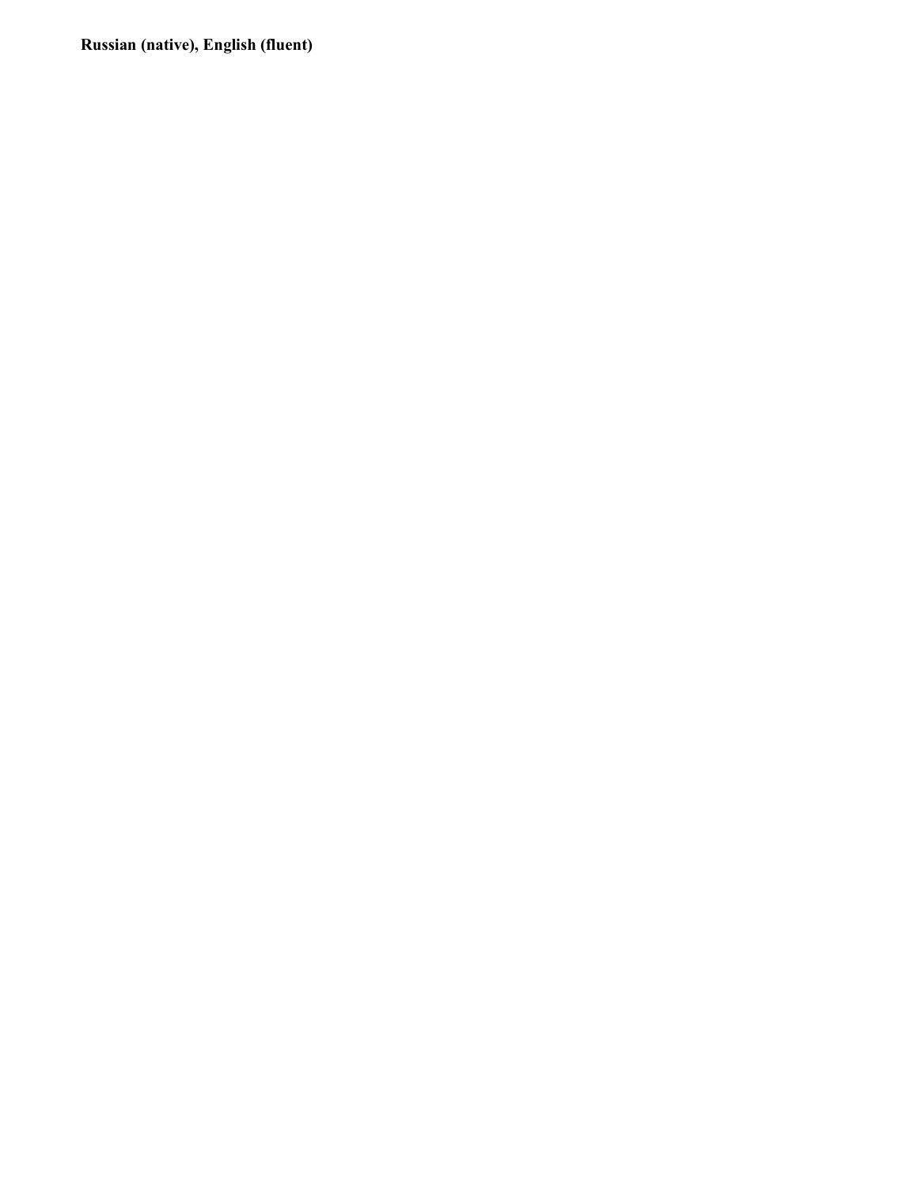**Russian (native), English (fluent)**